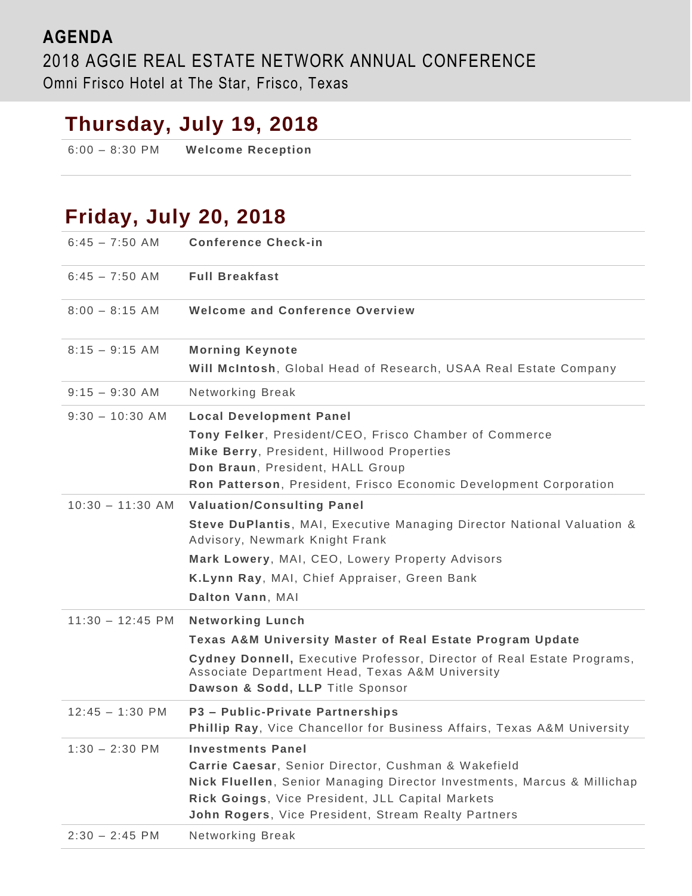# AGENDA

## 2018 AGGIE REAL ESTATE NETWORK ANNUAL CONFERENCE

Omni Frisco Hotel at The Star, Frisco, Texas

## Thursday, July 19, 2018

| | |
|---|---|
| 6:00 – 8:30 PM | **Welcome Reception** |

## Friday, July 20, 2018

| | |
|---|---|
| 6:45 – 7:50 AM | **Conference Check-in** |
| 6:45 – 7:50 AM | **Full Breakfast** |
| 8:00 – 8:15 AM | **Welcome and Conference Overview** |
| 8:15 – 9:15 AM | **Morning Keynote**<br>**Will McIntosh**, Global Head of Research, USAA Real Estate Company |
| 9:15 – 9:30 AM | Networking Break |
| 9:30 – 10:30 AM | **Local Development Panel**<br>**Tony Felker**, President/CEO, Frisco Chamber of Commerce<br>**Mike Berry**, President, Hillwood Properties<br>**Don Braun**, President, HALL Group<br>**Ron Patterson**, President, Frisco Economic Development Corporation |
| 10:30 – 11:30 AM | **Valuation/Consulting Panel**<br>**Steve DuPlantis**, MAI, Executive Managing Director National Valuation & Advisory, Newmark Knight Frank<br>**Mark Lowery**, MAI, CEO, Lowery Property Advisors<br>**K.Lynn Ray**, MAI, Chief Appraiser, Green Bank<br>**Dalton Vann**, MAI |
| 11:30 – 12:45 PM | **Networking Lunch**<br>**Texas A&M University Master of Real Estate Program Update**<br>**Cydney Donnell,** Executive Professor, Director of Real Estate Programs, Associate Department Head, Texas A&M University<br>**Dawson & Sodd, LLP** Title Sponsor |
| 12:45 – 1:30 PM | **P3 – Public-Private Partnerships**<br>**Phillip Ray**, Vice Chancellor for Business Affairs, Texas A&M University |
| 1:30 – 2:30 PM | **Investments Panel**<br>**Carrie Caesar**, Senior Director, Cushman & Wakefield<br>**Nick Fluellen**, Senior Managing Director Investments, Marcus & Millichap<br>**Rick Goings**, Vice President, JLL Capital Markets<br>**John Rogers**, Vice President, Stream Realty Partners |
| 2:30 – 2:45 PM | Networking Break |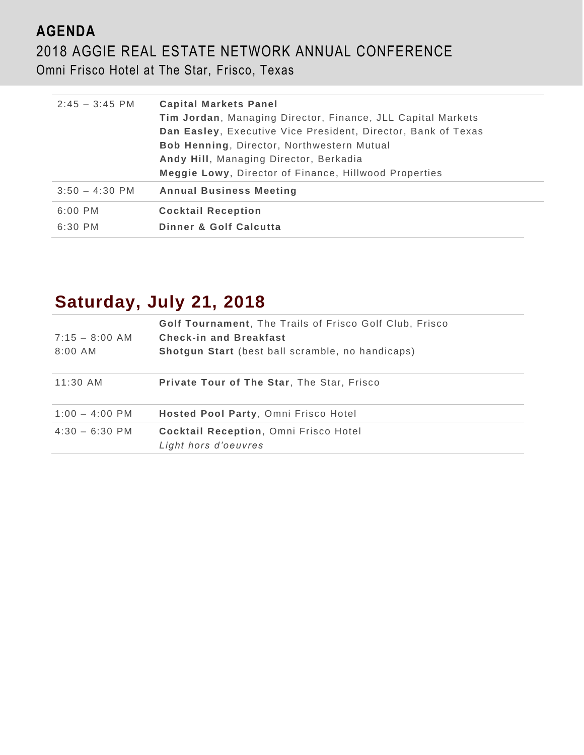**AGENDA**

2018 AGGIE REAL ESTATE NETWORK ANNUAL CONFERENCE

Omni Frisco Hotel at The Star, Frisco, Texas

| | |
|---|---|
| 2:45 – 3:45 PM | **Capital Markets Panel**<br>**Tim Jordan**, Managing Director, Finance, JLL Capital Markets<br>**Dan Easley**, Executive Vice President, Director, Bank of Texas<br>**Bob Henning**, Director, Northwestern Mutual<br>**Andy Hill**, Managing Director, Berkadia<br>**Meggie Lowy**, Director of Finance, Hillwood Properties |
| 3:50 – 4:30 PM | **Annual Business Meeting** |
| 6:00 PM<br>6:30 PM | **Cocktail Reception**<br>**Dinner & Golf Calcutta** |

## Saturday, July 21, 2018

| | |
|---|---|
| <br>7:15 – 8:00 AM<br>8:00 AM | **Golf Tournament**, The Trails of Frisco Golf Club, Frisco<br>**Check-in and Breakfast**<br>**Shotgun Start** (best ball scramble, no handicaps) |
| 11:30 AM | **Private Tour of The Star**, The Star, Frisco |
| 1:00 – 4:00 PM | **Hosted Pool Party**, Omni Frisco Hotel |
| 4:30 – 6:30 PM | **Cocktail Reception**, Omni Frisco Hotel<br>*Light hors d'oeuvres* |